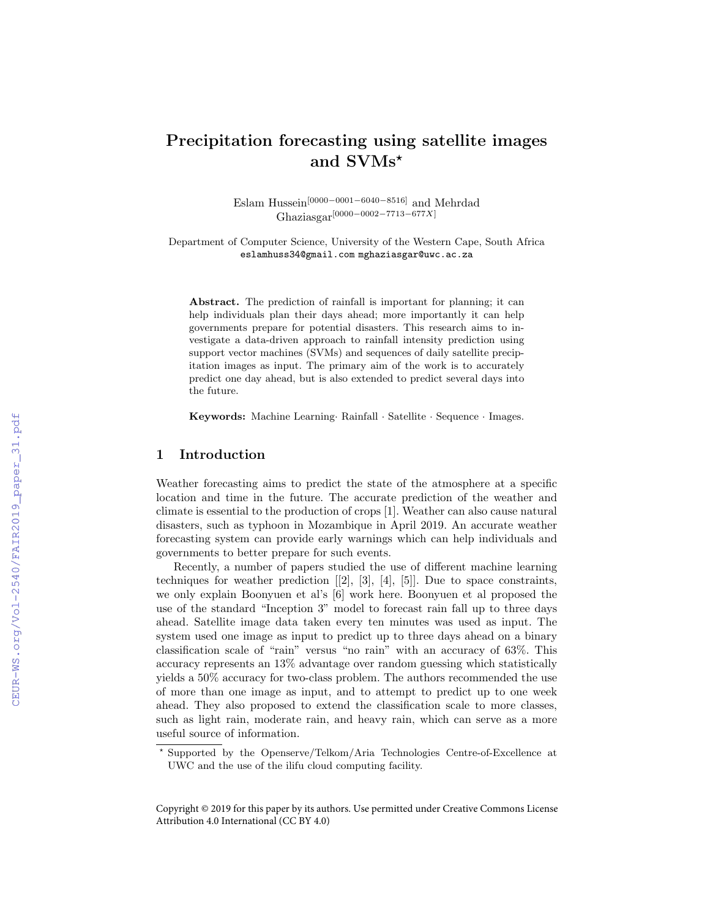# Precipitation forecasting using satellite images and SVMs*

Eslam Hussein[0000−0001−6040−8516] and Mehrdad Ghaziasgar[0000−0002−7713−677X]

Department of Computer Science, University of the Western Cape, South Africa
eslamhuss34@gmail.com mghaziasgar@uwc.ac.za

**Abstract.** The prediction of rainfall is important for planning; it can help individuals plan their days ahead; more importantly it can help governments prepare for potential disasters. This research aims to investigate a data-driven approach to rainfall intensity prediction using support vector machines (SVMs) and sequences of daily satellite precipitation images as input. The primary aim of the work is to accurately predict one day ahead, but is also extended to predict several days into the future.

**Keywords:** Machine Learning· Rainfall · Satellite · Sequence · Images.

## 1 Introduction

Weather forecasting aims to predict the state of the atmosphere at a specific location and time in the future. The accurate prediction of the weather and climate is essential to the production of crops [1]. Weather can also cause natural disasters, such as typhoon in Mozambique in April 2019. An accurate weather forecasting system can provide early warnings which can help individuals and governments to better prepare for such events.

Recently, a number of papers studied the use of different machine learning techniques for weather prediction [[2], [3], [4], [5]]. Due to space constraints, we only explain Boonyuen et al's [6] work here. Boonyuen et al proposed the use of the standard "Inception 3" model to forecast rain fall up to three days ahead. Satellite image data taken every ten minutes was used as input. The system used one image as input to predict up to three days ahead on a binary classification scale of "rain" versus "no rain" with an accuracy of 63%. This accuracy represents an 13% advantage over random guessing which statistically yields a 50% accuracy for two-class problem. The authors recommended the use of more than one image as input, and to attempt to predict up to one week ahead. They also proposed to extend the classification scale to more classes, such as light rain, moderate rain, and heavy rain, which can serve as a more useful source of information.

* Supported by the Openserve/Telkom/Aria Technologies Centre-of-Excellence at UWC and the use of the ilifu cloud computing facility.

Copyright © 2019 for this paper by its authors. Use permitted under Creative Commons License Attribution 4.0 International (CC BY 4.0)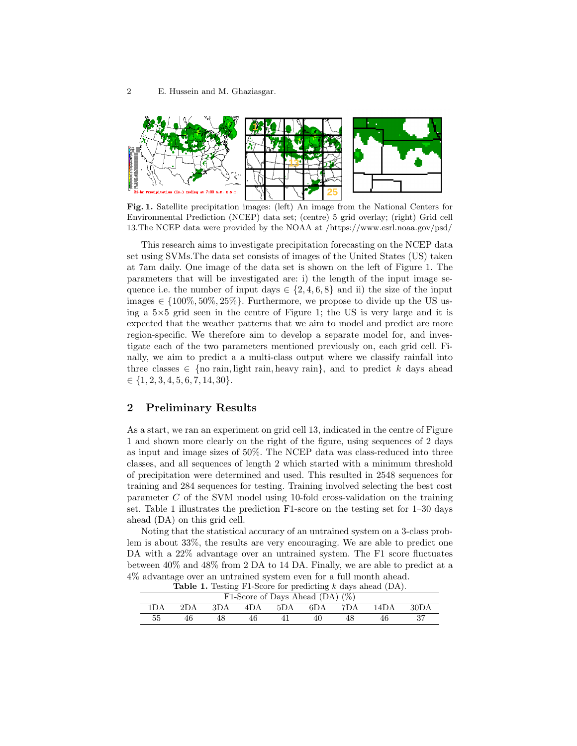**Fig. 1.** Satellite precipitation images: (left) An image from the National Centers for Environmental Prediction (NCEP) data set; (centre) 5 grid overlay; (right) Grid cell 13.The NCEP data were provided by the NOAA at /https://www.esrl.noaa.gov/psd/

This research aims to investigate precipitation forecasting on the NCEP data set using SVMs.The data set consists of images of the United States (US) taken at 7am daily. One image of the data set is shown on the left of Figure 1. The parameters that will be investigated are: i) the length of the input image sequence i.e. the number of input days $\in \{2, 4, 6, 8\}$ and ii) the size of the input images $\in \{100\%, 50\%, 25\%\}$. Furthermore, we propose to divide up the US using a $5\times5$ grid seen in the centre of Figure 1; the US is very large and it is expected that the weather patterns that we aim to model and predict are more region-specific. We therefore aim to develop a separate model for, and investigate each of the two parameters mentioned previously on, each grid cell. Finally, we aim to predict a a multi-class output where we classify rainfall into three classes $\in \{\text{no rain}, \text{light rain}, \text{heavy rain}\}$, and to predict $k$ days ahead $\in \{1, 2, 3, 4, 5, 6, 7, 14, 30\}$.

## 2 Preliminary Results

As a start, we ran an experiment on grid cell 13, indicated in the centre of Figure 1 and shown more clearly on the right of the figure, using sequences of 2 days as input and image sizes of 50%. The NCEP data was class-reduced into three classes, and all sequences of length 2 which started with a minimum threshold of precipitation were determined and used. This resulted in 2548 sequences for training and 284 sequences for testing. Training involved selecting the best cost parameter $C$ of the SVM model using 10-fold cross-validation on the training set. Table 1 illustrates the prediction F1-score on the testing set for 1–30 days ahead (DA) on this grid cell.

Noting that the statistical accuracy of an untrained system on a 3-class problem is about 33%, the results are very encouraging. We are able to predict one DA with a 22% advantage over an untrained system. The F1 score fluctuates between 40% and 48% from 2 DA to 14 DA. Finally, we are able to predict at a 4% advantage over an untrained system even for a full month ahead.

**Table 1.** Testing F1-Score for predicting $k$ days ahead (DA).

| F1-Score of Days Ahead (DA) (%) | | | | | | | | |
|---|---|---|---|---|---|---|---|---|
| 1DA | 2DA | 3DA | 4DA | 5DA | 6DA | 7DA | 14DA | 30DA |
| 55 | 46 | 48 | 46 | 41 | 40 | 48 | 46 | 37 |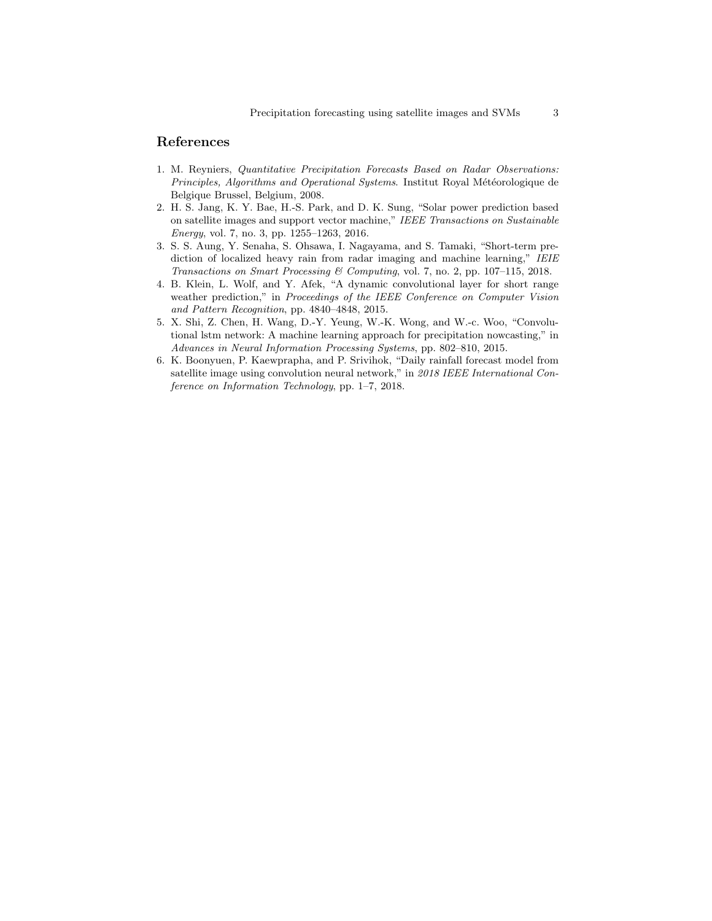## References

1. M. Reyniers, *Quantitative Precipitation Forecasts Based on Radar Observations: Principles, Algorithms and Operational Systems*. Institut Royal Météorologique de Belgique Brussel, Belgium, 2008.
2. H. S. Jang, K. Y. Bae, H.-S. Park, and D. K. Sung, "Solar power prediction based on satellite images and support vector machine," *IEEE Transactions on Sustainable Energy*, vol. 7, no. 3, pp. 1255–1263, 2016.
3. S. S. Aung, Y. Senaha, S. Ohsawa, I. Nagayama, and S. Tamaki, "Short-term prediction of localized heavy rain from radar imaging and machine learning," *IEIE Transactions on Smart Processing & Computing*, vol. 7, no. 2, pp. 107–115, 2018.
4. B. Klein, L. Wolf, and Y. Afek, "A dynamic convolutional layer for short range weather prediction," in *Proceedings of the IEEE Conference on Computer Vision and Pattern Recognition*, pp. 4840–4848, 2015.
5. X. Shi, Z. Chen, H. Wang, D.-Y. Yeung, W.-K. Wong, and W.-c. Woo, "Convolutional lstm network: A machine learning approach for precipitation nowcasting," in *Advances in Neural Information Processing Systems*, pp. 802–810, 2015.
6. K. Boonyuen, P. Kaewprapha, and P. Srivihok, "Daily rainfall forecast model from satellite image using convolution neural network," in *2018 IEEE International Conference on Information Technology*, pp. 1–7, 2018.